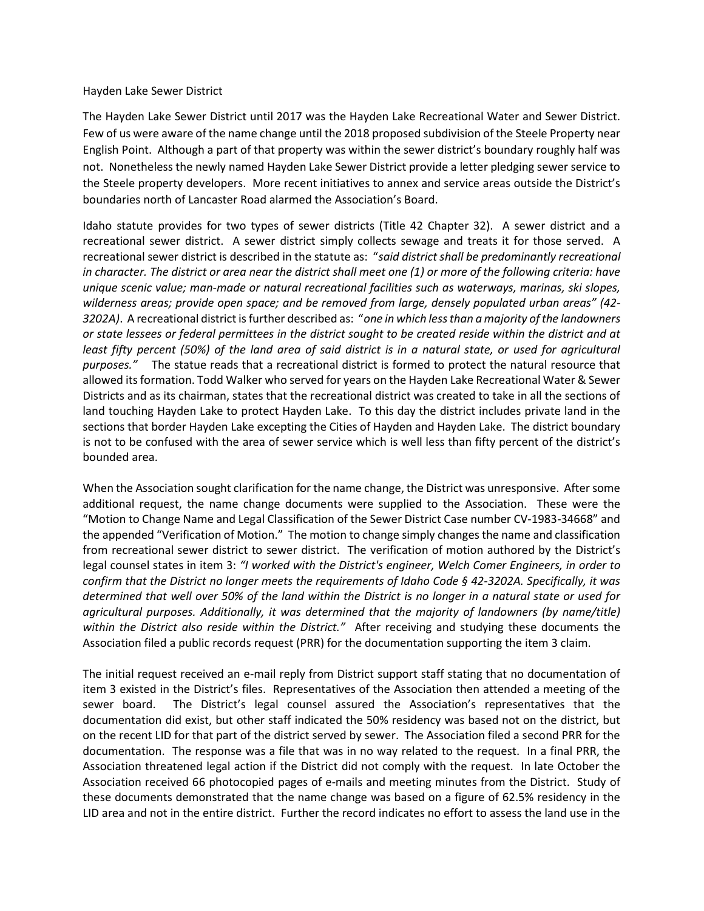Hayden Lake Sewer District

The Hayden Lake Sewer District until 2017 was the Hayden Lake Recreational Water and Sewer District. Few of us were aware of the name change until the 2018 proposed subdivision of the Steele Property near English Point. Although a part of that property was within the sewer district's boundary roughly half was not. Nonetheless the newly named Hayden Lake Sewer District provide a letter pledging sewer service to the Steele property developers. More recent initiatives to annex and service areas outside the District's boundaries north of Lancaster Road alarmed the Association's Board.

Idaho statute provides for two types of sewer districts (Title 42 Chapter 32). A sewer district and a recreational sewer district. A sewer district simply collects sewage and treats it for those served. A recreational sewer district is described in the statute as: "*said district shall be predominantly recreational in character. The district or area near the district shall meet one (1) or more of the following criteria: have unique scenic value; man-made or natural recreational facilities such as waterways, marinas, ski slopes, wilderness areas; provide open space; and be removed from large, densely populated urban areas" (42-3202A)*. A recreational district is further described as: "*one in which less than a majority of the landowners or state lessees or federal permittees in the district sought to be created reside within the district and at least fifty percent (50%) of the land area of said district is in a natural state, or used for agricultural purposes."* The statue reads that a recreational district is formed to protect the natural resource that allowed its formation. Todd Walker who served for years on the Hayden Lake Recreational Water & Sewer Districts and as its chairman, states that the recreational district was created to take in all the sections of land touching Hayden Lake to protect Hayden Lake. To this day the district includes private land in the sections that border Hayden Lake excepting the Cities of Hayden and Hayden Lake. The district boundary is not to be confused with the area of sewer service which is well less than fifty percent of the district's bounded area.

When the Association sought clarification for the name change, the District was unresponsive. After some additional request, the name change documents were supplied to the Association. These were the "Motion to Change Name and Legal Classification of the Sewer District Case number CV-1983-34668" and the appended "Verification of Motion." The motion to change simply changes the name and classification from recreational sewer district to sewer district. The verification of motion authored by the District's legal counsel states in item 3: *"I worked with the District's engineer, Welch Comer Engineers, in order to confirm that the District no longer meets the requirements of Idaho Code § 42-3202A. Specifically, it was determined that well over 50% of the land within the District is no longer in a natural state or used for agricultural purposes. Additionally, it was determined that the majority of landowners (by name/title) within the District also reside within the District."* After receiving and studying these documents the Association filed a public records request (PRR) for the documentation supporting the item 3 claim.

The initial request received an e-mail reply from District support staff stating that no documentation of item 3 existed in the District's files. Representatives of the Association then attended a meeting of the sewer board. The District's legal counsel assured the Association's representatives that the documentation did exist, but other staff indicated the 50% residency was based not on the district, but on the recent LID for that part of the district served by sewer. The Association filed a second PRR for the documentation. The response was a file that was in no way related to the request. In a final PRR, the Association threatened legal action if the District did not comply with the request. In late October the Association received 66 photocopied pages of e-mails and meeting minutes from the District. Study of these documents demonstrated that the name change was based on a figure of 62.5% residency in the LID area and not in the entire district. Further the record indicates no effort to assess the land use in the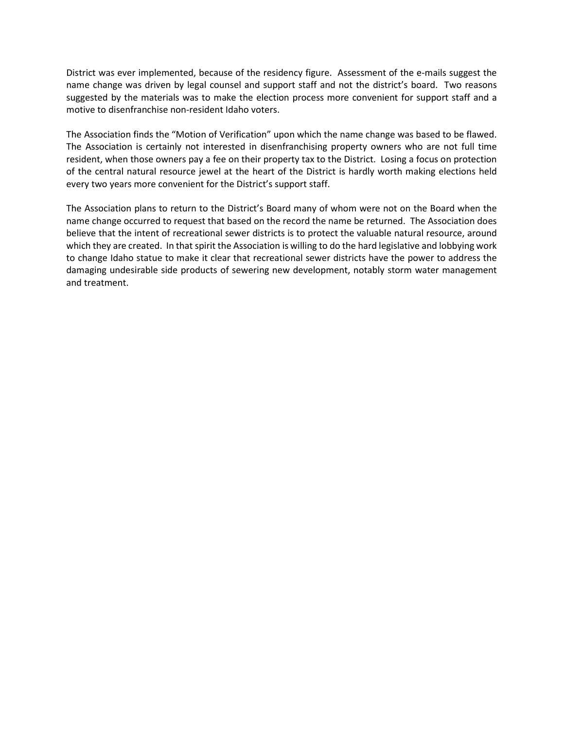District was ever implemented, because of the residency figure. Assessment of the e-mails suggest the name change was driven by legal counsel and support staff and not the district's board. Two reasons suggested by the materials was to make the election process more convenient for support staff and a motive to disenfranchise non-resident Idaho voters.

The Association finds the "Motion of Verification" upon which the name change was based to be flawed. The Association is certainly not interested in disenfranchising property owners who are not full time resident, when those owners pay a fee on their property tax to the District. Losing a focus on protection of the central natural resource jewel at the heart of the District is hardly worth making elections held every two years more convenient for the District's support staff.

The Association plans to return to the District's Board many of whom were not on the Board when the name change occurred to request that based on the record the name be returned. The Association does believe that the intent of recreational sewer districts is to protect the valuable natural resource, around which they are created. In that spirit the Association is willing to do the hard legislative and lobbying work to change Idaho statue to make it clear that recreational sewer districts have the power to address the damaging undesirable side products of sewering new development, notably storm water management and treatment.